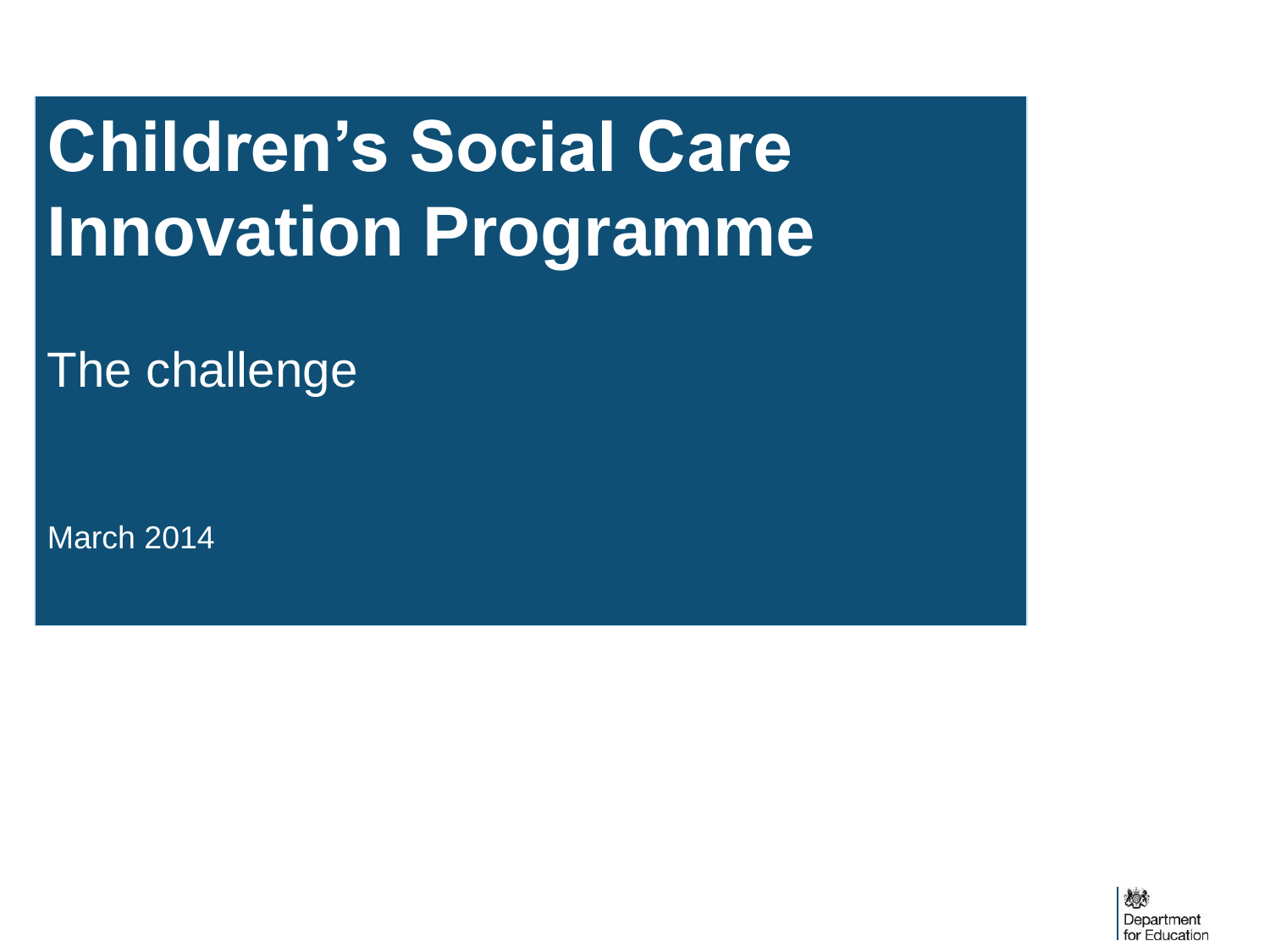# Children's Social Care Innovation Programme

## The challenge

March 2014

Department for Education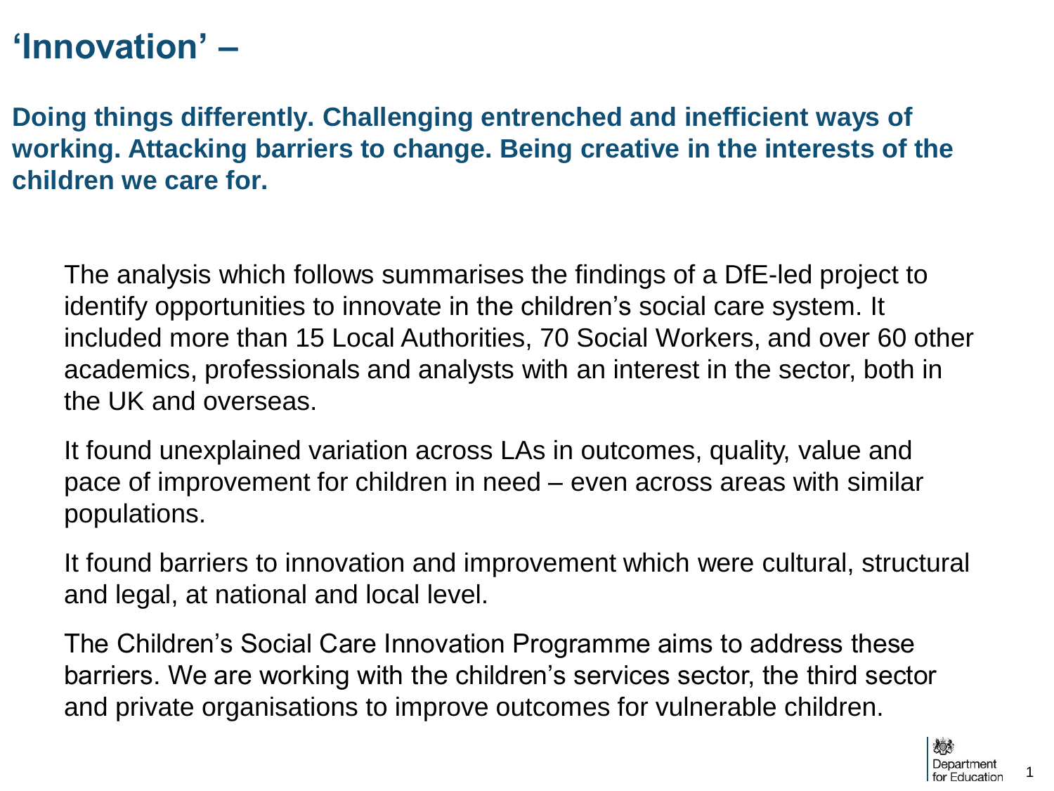# 'Innovation' –

**Doing things differently. Challenging entrenched and inefficient ways of working. Attacking barriers to change. Being creative in the interests of the children we care for.**

The analysis which follows summarises the findings of a DfE-led project to identify opportunities to innovate in the children's social care system. It included more than 15 Local Authorities, 70 Social Workers, and over 60 other academics, professionals and analysts with an interest in the sector, both in the UK and overseas.

It found unexplained variation across LAs in outcomes, quality, value and pace of improvement for children in need – even across areas with similar populations.

It found barriers to innovation and improvement which were cultural, structural and legal, at national and local level.

The Children's Social Care Innovation Programme aims to address these barriers. We are working with the children's services sector, the third sector and private organisations to improve outcomes for vulnerable children.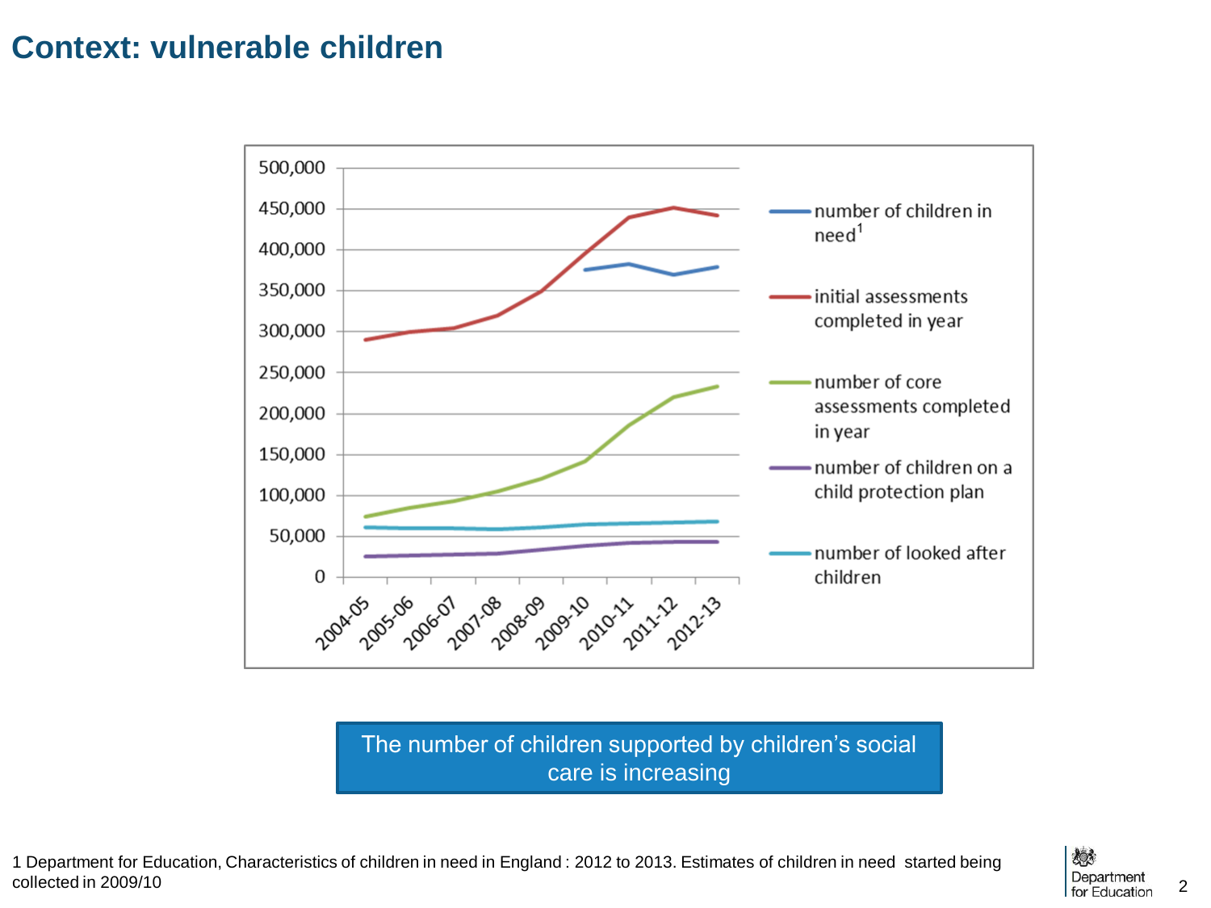# Context: vulnerable children

The number of children supported by children's social care is increasing

1 Department for Education, Characteristics of children in need in England : 2012 to 2013. Estimates of children in need started being collected in 2009/10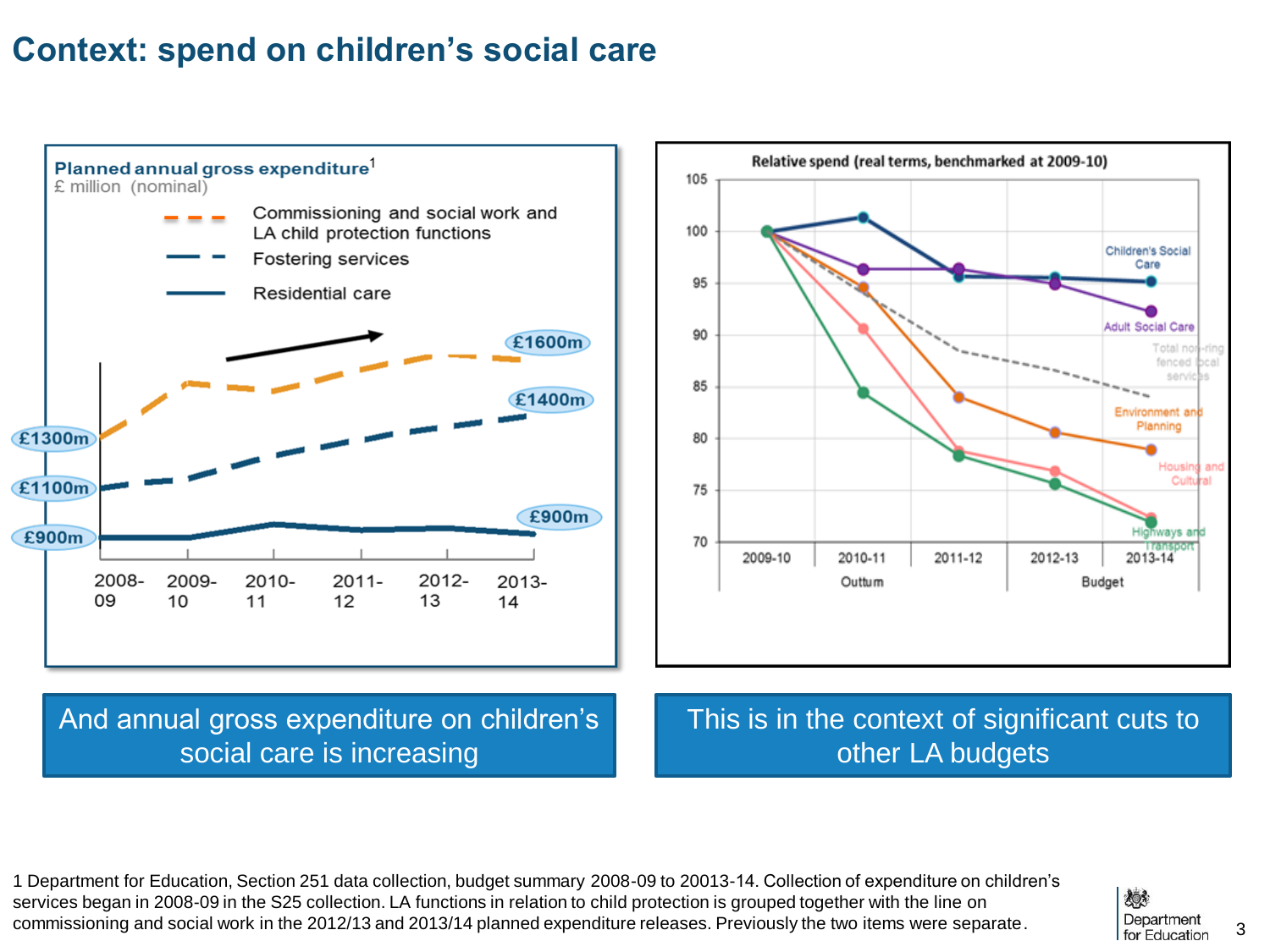# Context: spend on children's social care

**Planned annual gross expenditure**[1]
£ million (nominal)

- Commissioning and social work and LA child protection functions
- Fostering services
- Residential care

£1300m → £1600m
£1100m → £1400m
£900m → £900m

2008-09, 2009-10, 2010-11, 2011-12, 2012-13, 2013-14

**Relative spend (real terms, benchmarked at 2009-10)**

Children's Social Care; Adult Social Care; Total non-ring fenced local services; Environment and Planning; Housing and Cultural; Highways and Transport

2009-10, 2010-11, 2011-12, 2012-13, 2013-14 (Outturn, Budget)

And annual gross expenditure on children's social care is increasing

This is in the context of significant cuts to other LA budgets

1 Department for Education, Section 251 data collection, budget summary 2008-09 to 20013-14. Collection of expenditure on children's services began in 2008-09 in the S25 collection. LA functions in relation to child protection is grouped together with the line on commissioning and social work in the 2012/13 and 2013/14 planned expenditure releases. Previously the two items were separate.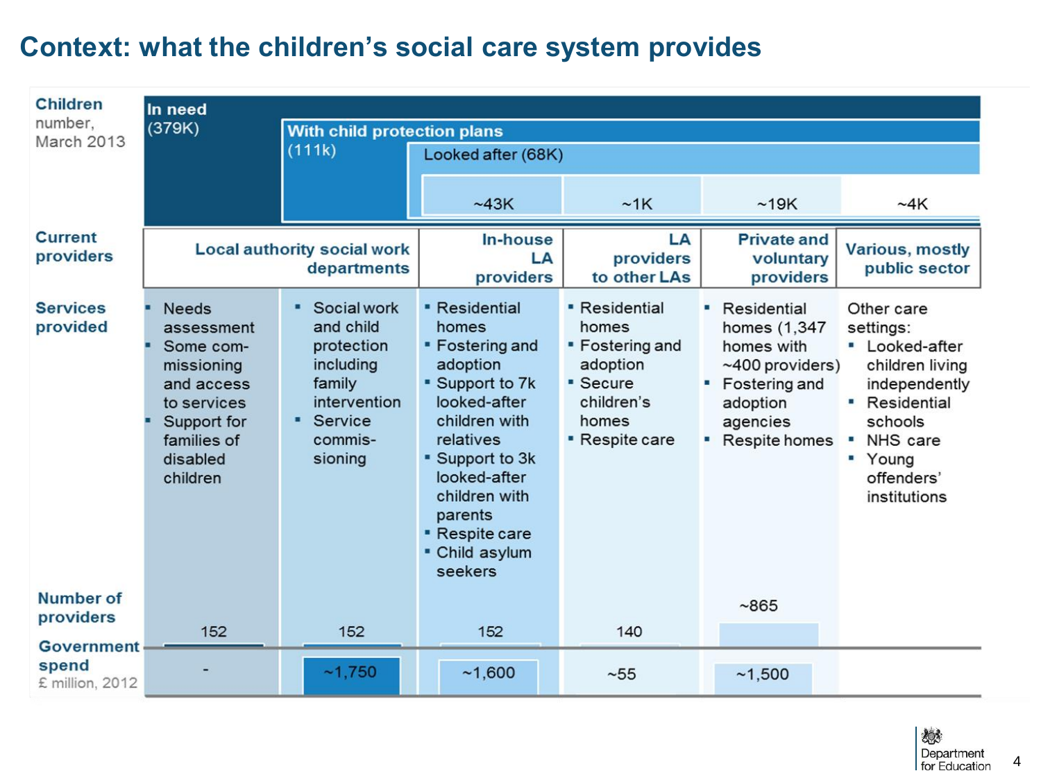# Context: what the children's social care system provides

**Children** number, March 2013

- **In need** (379K)
  - **With child protection plans** (111k)
    - Looked after (68K)

| | Local authority social work departments | | In-house LA providers | LA providers to other LAs | Private and voluntary providers | Various, mostly public sector |
|---|---|---|---|---|---|---|
| **Children** (Looked after) | | | ~43K | ~1K | ~19K | ~4K |
| **Services provided** | ▪ Needs assessment<br>▪ Some com-missioning and access to services<br>▪ Support for families of disabled children | ▪ Social work and child protection including family intervention<br>▪ Service commis-sioning | ▪ Residential homes<br>▪ Fostering and adoption<br>▪ Support to 7k looked-after children with relatives<br>▪ Support to 3k looked-after children with parents<br>▪ Respite care<br>▪ Child asylum seekers | ▪ Residential homes<br>▪ Fostering and adoption<br>▪ Secure children's homes<br>▪ Respite care | ▪ Residential homes (1,347 homes with ~400 providers)<br>▪ Fostering and adoption agencies<br>▪ Respite homes | Other care settings:<br>▪ Looked-after children living independently<br>▪ Residential schools<br>▪ NHS care<br>▪ Young offenders' institutions |
| **Number of providers** | 152 | 152 | 152 | 140 | ~865 | |
| **Government spend** £ million, 2012 | - | ~1,750 | ~1,600 | ~55 | ~1,500 | |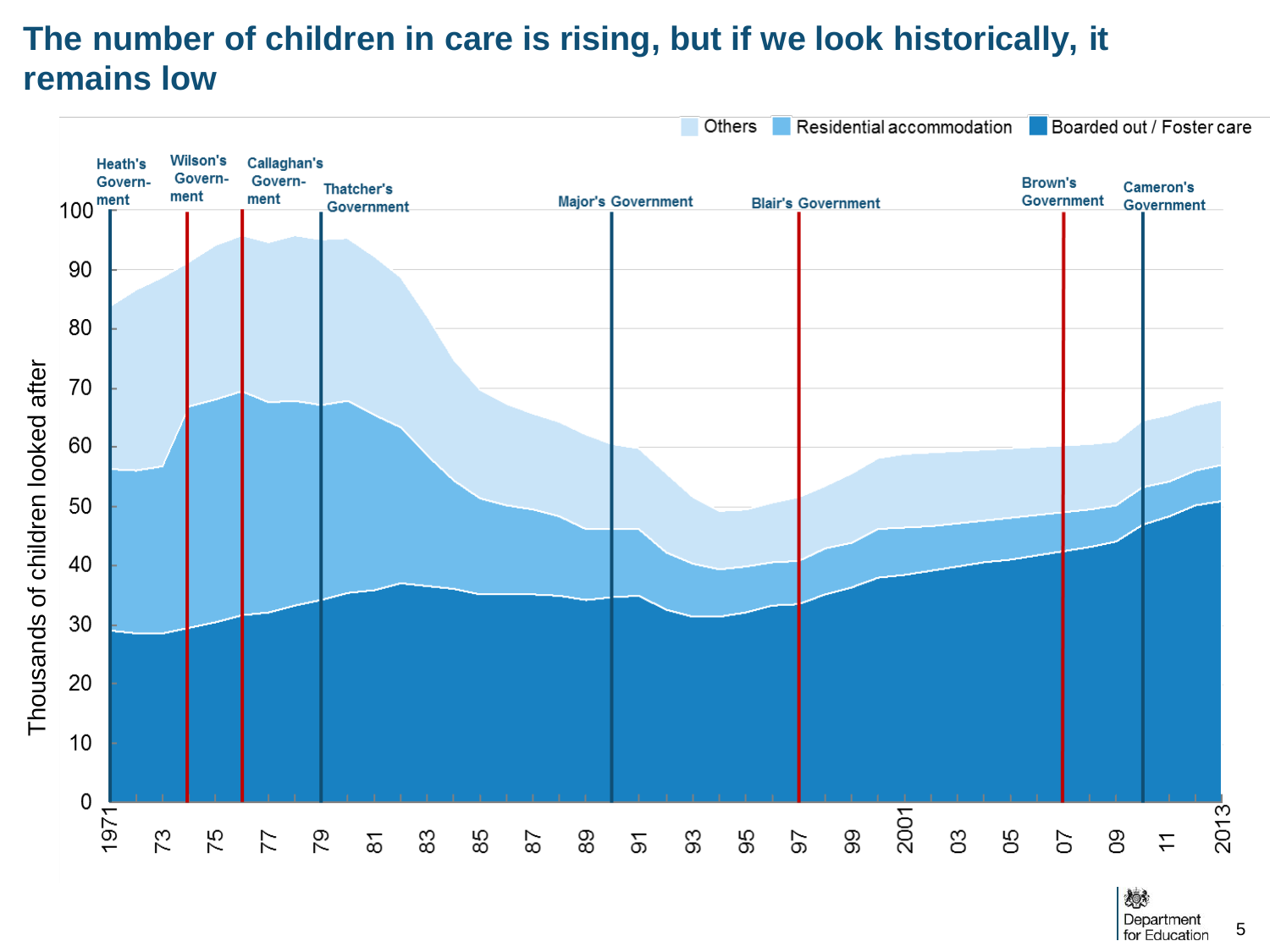# The number of children in care is rising, but if we look historically, it remains low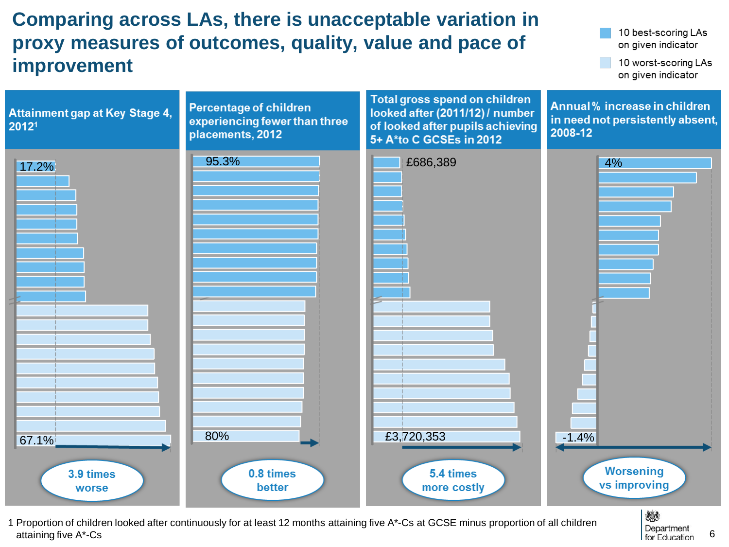# Comparing across LAs, there is unacceptable variation in proxy measures of outcomes, quality, value and pace of improvement

10 best-scoring LAs on given indicator

10 worst-scoring LAs on given indicator

## Attainment gap at Key Stage 4, 2012[1]

17.2%

67.1%

**3.9 times worse**

## Percentage of children experiencing fewer than three placements, 2012

95.3%

80%

**0.8 times better**

## Total gross spend on children looked after (2011/12) / number of looked after pupils achieving 5+ A*to C GCSEs in 2012

£686,389

£3,720,353

**5.4 times more costly**

## Annual % increase in children in need not persistently absent, 2008-12

4%

-1.4%

**Worsening vs improving**

1 Proportion of children looked after continuously for at least 12 months attaining five A*-Cs at GCSE minus proportion of all children attaining five A*-Cs

Department for Education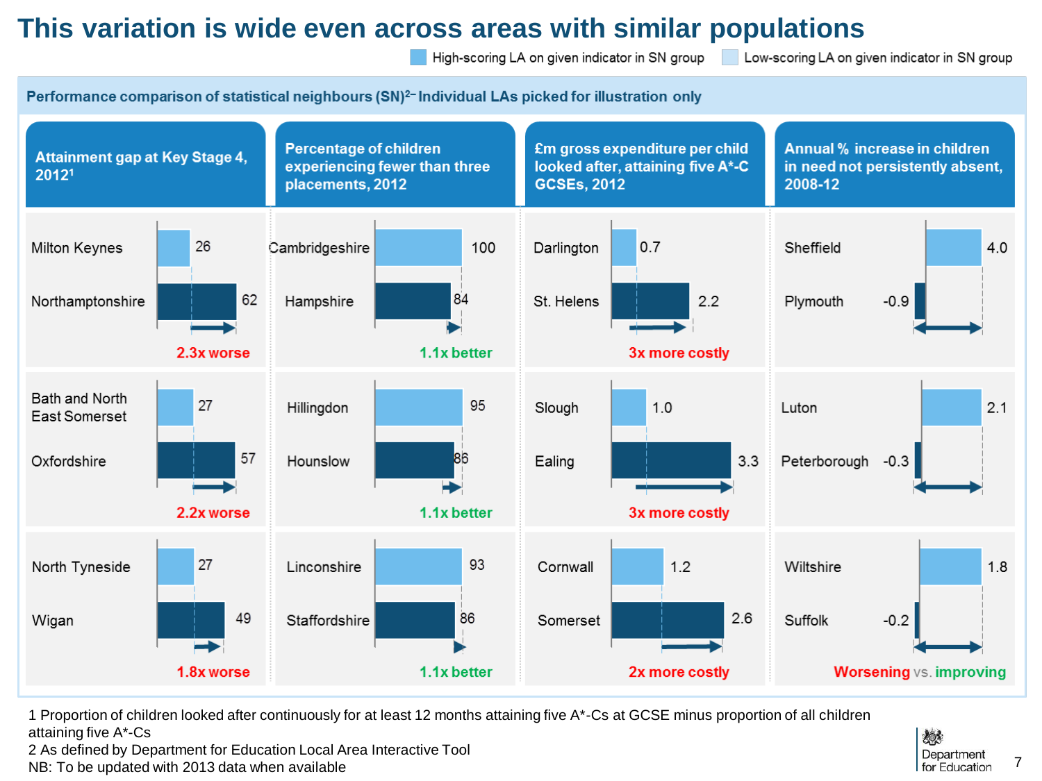# This variation is wide even across areas with similar populations

High-scoring LA on given indicator in SN group | Low-scoring LA on given indicator in SN group

**Performance comparison of statistical neighbours (SN)[2] – Individual LAs picked for illustration only**

| Attainment gap at Key Stage 4, 2012[1] | | Percentage of children experiencing fewer than three placements, 2012 | | £m gross expenditure per child looked after, attaining five A*-C GCSEs, 2012 | | Annual % increase in children in need not persistently absent, 2008-12 | |
|---|---|---|---|---|---|---|---|
| Milton Keynes | 26 | Cambridgeshire | 100 | Darlington | 0.7 | Sheffield | 4.0 |
| Northamptonshire | 62 | Hampshire | 84 | St. Helens | 2.2 | Plymouth | -0.9 |
| **2.3x worse** | | **1.1x better** | | **3x more costly** | | | |
| Bath and North East Somerset | 27 | Hillingdon | 95 | Slough | 1.0 | Luton | 2.1 |
| Oxfordshire | 57 | Hounslow | 86 | Ealing | 3.3 | Peterborough | -0.3 |
| **2.2x worse** | | **1.1x better** | | **3x more costly** | | | |
| North Tyneside | 27 | Lincolnshire | 93 | Cornwall | 1.2 | Wiltshire | 1.8 |
| Wigan | 49 | Staffordshire | 86 | Somerset | 2.6 | Suffolk | -0.2 |
| **1.8x worse** | | **1.1x better** | | **2x more costly** | | **Worsening** vs. **improving** | |

1 Proportion of children looked after continuously for at least 12 months attaining five A*-Cs at GCSE minus proportion of all children attaining five A*-Cs

2 As defined by Department for Education Local Area Interactive Tool

NB: To be updated with 2013 data when available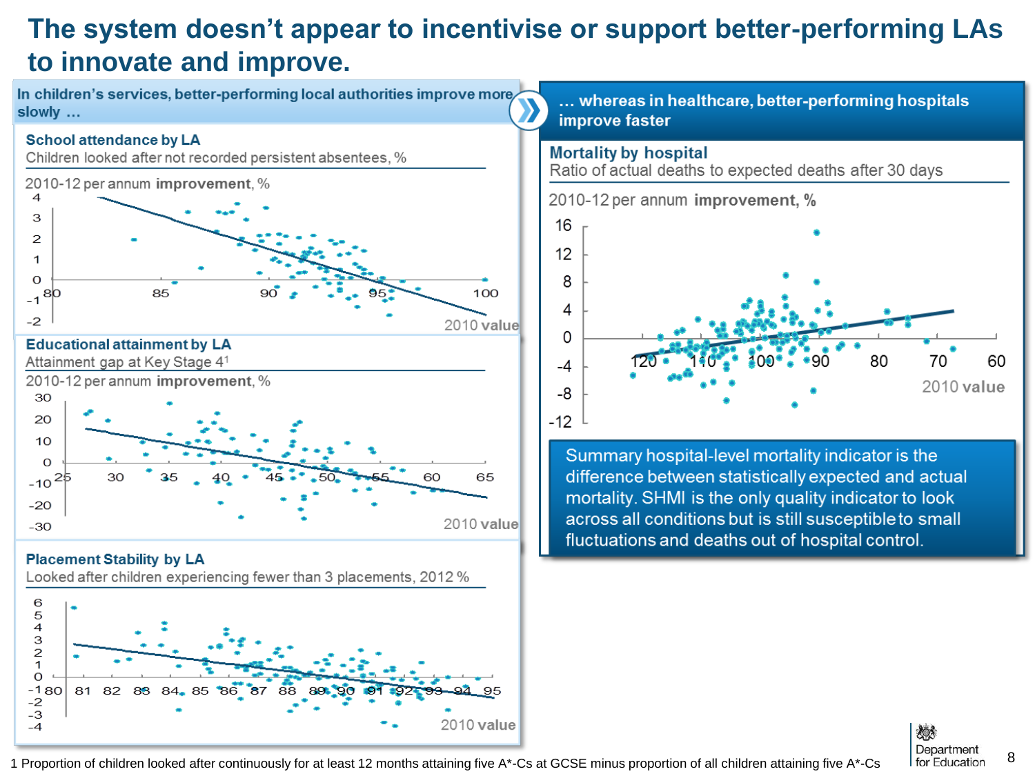# The system doesn't appear to incentivise or support better-performing LAs to innovate and improve.

**In children's services, better-performing local authorities improve more slowly …**

**School attendance by LA**
Children looked after not recorded persistent absentees, %

2010-12 per annum **improvement**, %

2010 value

**Educational attainment by LA**
Attainment gap at Key Stage 4[1]

2010-12 per annum **improvement**, %

2010 value

**Placement Stability by LA**
Looked after children experiencing fewer than 3 placements, 2012 %

2010 value

**… whereas in healthcare, better-performing hospitals improve faster**

**Mortality by hospital**
Ratio of actual deaths to expected deaths after 30 days

2010-12 per annum **improvement, %**

2010 value

Summary hospital-level mortality indicator is the difference between statistically expected and actual mortality. SHMI is the only quality indicator to look across all conditions but is still susceptible to small fluctuations and deaths out of hospital control.

1 Proportion of children looked after continuously for at least 12 months attaining five A*-Cs at GCSE minus proportion of all children attaining five A*-Cs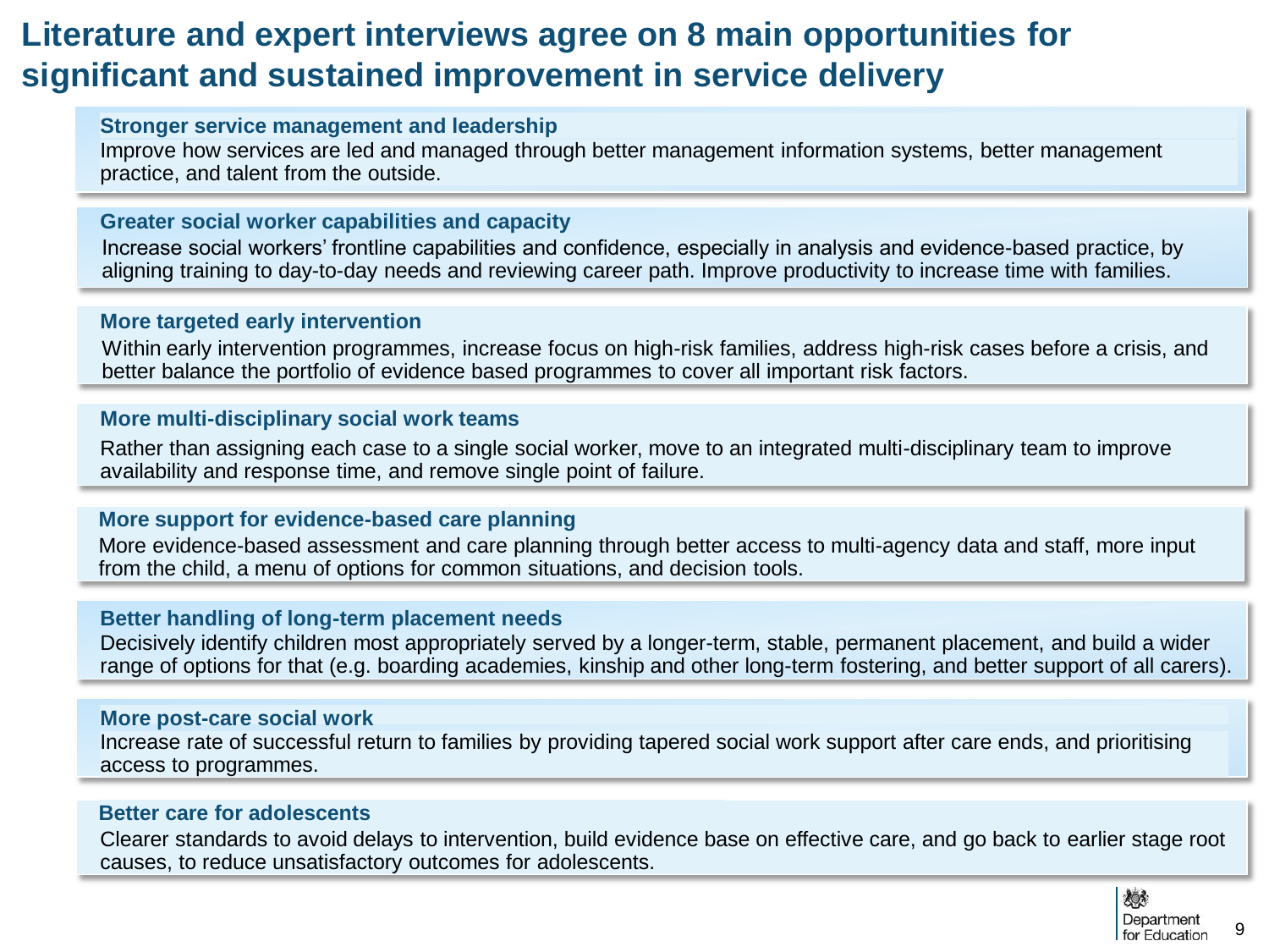# Literature and expert interviews agree on 8 main opportunities for significant and sustained improvement in service delivery

**Stronger service management and leadership**

Improve how services are led and managed through better management information systems, better management practice, and talent from the outside.

**Greater social worker capabilities and capacity**

Increase social workers' frontline capabilities and confidence, especially in analysis and evidence-based practice, by aligning training to day-to-day needs and reviewing career path. Improve productivity to increase time with families.

**More targeted early intervention**

Within early intervention programmes, increase focus on high-risk families, address high-risk cases before a crisis, and better balance the portfolio of evidence based programmes to cover all important risk factors.

**More multi-disciplinary social work teams**

Rather than assigning each case to a single social worker, move to an integrated multi-disciplinary team to improve availability and response time, and remove single point of failure.

**More support for evidence-based care planning**

More evidence-based assessment and care planning through better access to multi-agency data and staff, more input from the child, a menu of options for common situations, and decision tools.

**Better handling of long-term placement needs**

Decisively identify children most appropriately served by a longer-term, stable, permanent placement, and build a wider range of options for that (e.g. boarding academies, kinship and other long-term fostering, and better support of all carers).

**More post-care social work**

Increase rate of successful return to families by providing tapered social work support after care ends, and prioritising access to programmes.

**Better care for adolescents**

Clearer standards to avoid delays to intervention, build evidence base on effective care, and go back to earlier stage root causes, to reduce unsatisfactory outcomes for adolescents.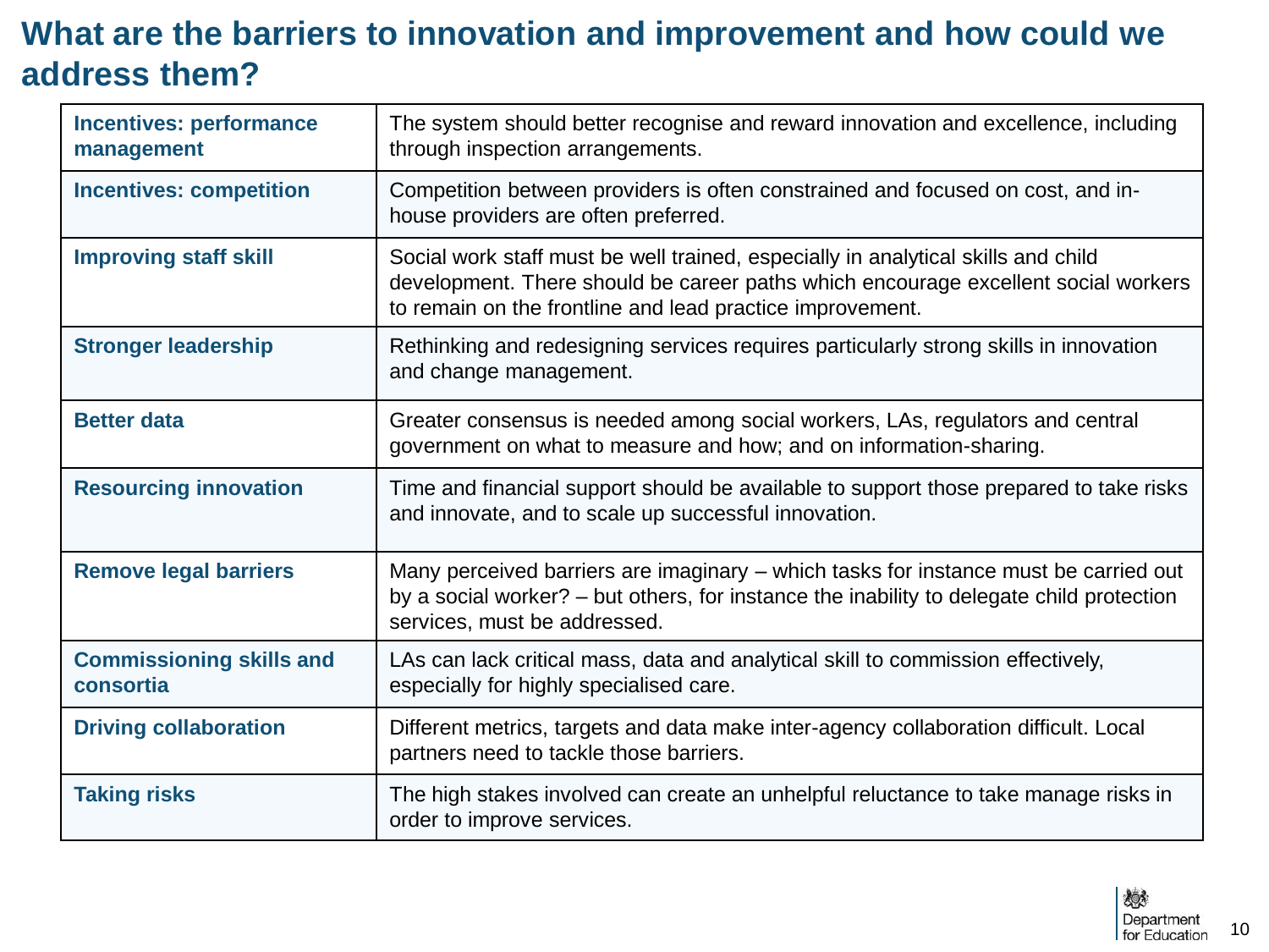# What are the barriers to innovation and improvement and how could we address them?

| | |
|---|---|
| **Incentives: performance management** | The system should better recognise and reward innovation and excellence, including through inspection arrangements. |
| **Incentives: competition** | Competition between providers is often constrained and focused on cost, and in-house providers are often preferred. |
| **Improving staff skill** | Social work staff must be well trained, especially in analytical skills and child development. There should be career paths which encourage excellent social workers to remain on the frontline and lead practice improvement. |
| **Stronger leadership** | Rethinking and redesigning services requires particularly strong skills in innovation and change management. |
| **Better data** | Greater consensus is needed among social workers, LAs, regulators and central government on what to measure and how; and on information-sharing. |
| **Resourcing innovation** | Time and financial support should be available to support those prepared to take risks and innovate, and to scale up successful innovation. |
| **Remove legal barriers** | Many perceived barriers are imaginary – which tasks for instance must be carried out by a social worker? – but others, for instance the inability to delegate child protection services, must be addressed. |
| **Commissioning skills and consortia** | LAs can lack critical mass, data and analytical skill to commission effectively, especially for highly specialised care. |
| **Driving collaboration** | Different metrics, targets and data make inter-agency collaboration difficult. Local partners need to tackle those barriers. |
| **Taking risks** | The high stakes involved can create an unhelpful reluctance to take manage risks in order to improve services. |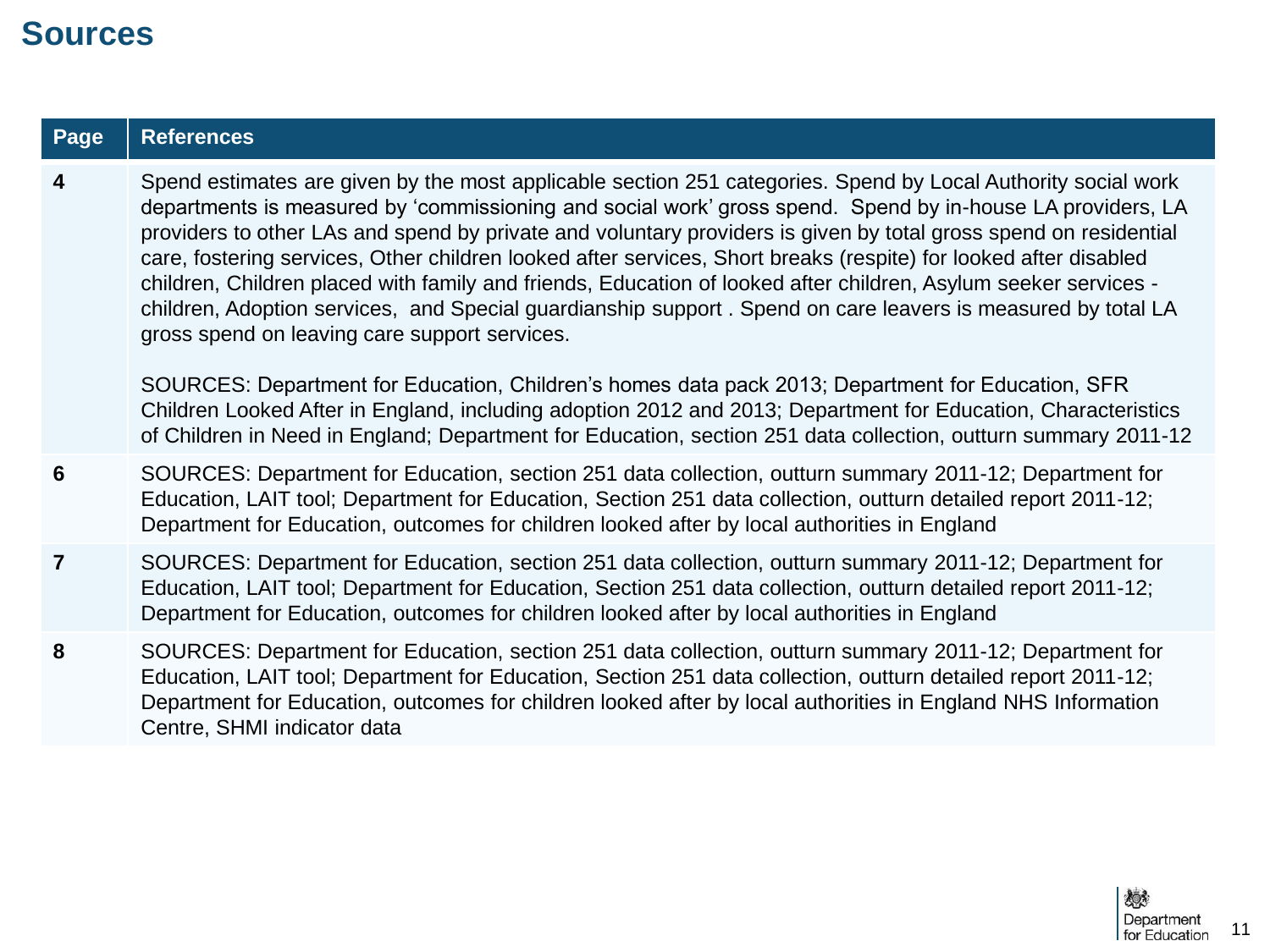# Sources

| Page | References |
|---|---|
| 4 | Spend estimates are given by the most applicable section 251 categories. Spend by Local Authority social work departments is measured by ‘commissioning and social work’ gross spend. Spend by in-house LA providers, LA providers to other LAs and spend by private and voluntary providers is given by total gross spend on residential care, fostering services, Other children looked after services, Short breaks (respite) for looked after disabled children, Children placed with family and friends, Education of looked after children, Asylum seeker services - children, Adoption services, and Special guardianship support . Spend on care leavers is measured by total LA gross spend on leaving care support services.<br><br>SOURCES: Department for Education, Children’s homes data pack 2013; Department for Education, SFR Children Looked After in England, including adoption 2012 and 2013; Department for Education, Characteristics of Children in Need in England; Department for Education, section 251 data collection, outturn summary 2011-12 |
| 6 | SOURCES: Department for Education, section 251 data collection, outturn summary 2011-12; Department for Education, LAIT tool; Department for Education, Section 251 data collection, outturn detailed report 2011-12; Department for Education, outcomes for children looked after by local authorities in England |
| 7 | SOURCES: Department for Education, section 251 data collection, outturn summary 2011-12; Department for Education, LAIT tool; Department for Education, Section 251 data collection, outturn detailed report 2011-12; Department for Education, outcomes for children looked after by local authorities in England |
| 8 | SOURCES: Department for Education, section 251 data collection, outturn summary 2011-12; Department for Education, LAIT tool; Department for Education, Section 251 data collection, outturn detailed report 2011-12; Department for Education, outcomes for children looked after by local authorities in England NHS Information Centre, SHMI indicator data |